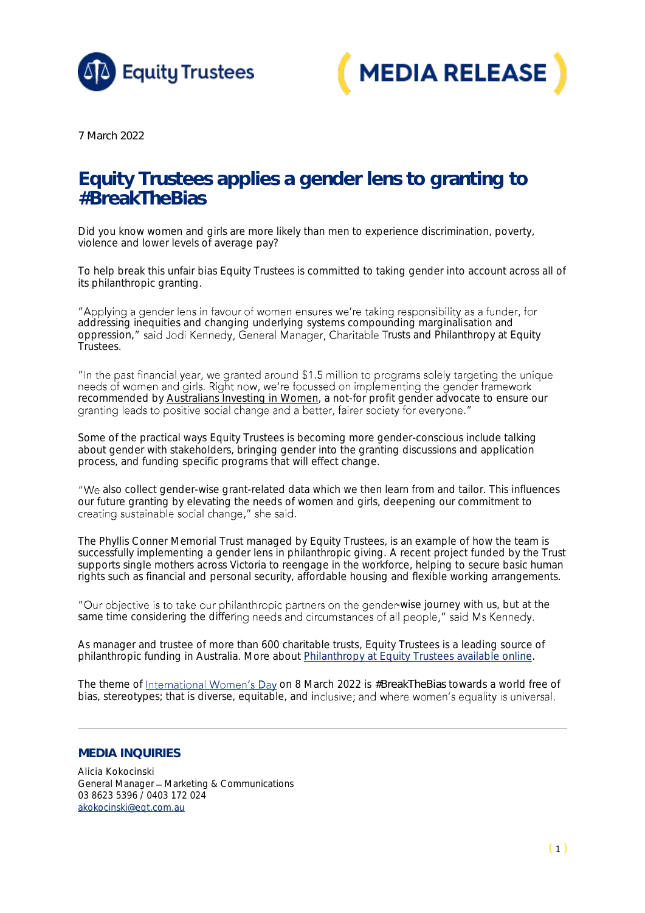Equity Trustees

MEDIA RELEASE

7 March 2022

# Equity Trustees applies a gender lens to granting to #BreakTheBias

Did you know women and girls are more likely than men to experience discrimination, poverty, violence and lower levels of average pay?

To help break this unfair bias Equity Trustees is committed to taking gender into account across all of its philanthropic granting.

"Applying a gender lens in favour of women ensures we're taking responsibility as a funder, for addressing inequities and changing underlying systems compounding marginalisation and oppression," said Jodi Kennedy, General Manager, Charitable Trusts and Philanthropy at Equity Trustees.

"In the past financial year, we granted around $1.5 million to programs solely targeting the unique needs of women and girls. Right now, we're focussed on implementing the gender framework recommended by Australians Investing in Women, a not-for profit gender advocate to ensure our granting leads to positive social change and a better, fairer society for everyone."

Some of the practical ways Equity Trustees is becoming more gender-conscious include talking about gender with stakeholders, bringing gender into the granting discussions and application process, and funding specific programs that will effect change.

"We also collect gender-wise grant-related data which we then learn from and tailor. This influences our future granting by elevating the needs of women and girls, deepening our commitment to creating sustainable social change," she said.

The Phyllis Conner Memorial Trust managed by Equity Trustees, is an example of how the team is successfully implementing a gender lens in philanthropic giving. A recent project funded by the Trust supports single mothers across Victoria to reengage in the workforce, helping to secure basic human rights such as financial and personal security, affordable housing and flexible working arrangements.

"Our objective is to take our philanthropic partners on the gender-wise journey with us, but at the same time considering the differing needs and circumstances of all people," said Ms Kennedy.

As manager and trustee of more than 600 charitable trusts, Equity Trustees is a leading source of philanthropic funding in Australia. More about Philanthropy at Equity Trustees available online.

The theme of International Women's Day on 8 March 2022 is #BreakTheBias towards a world free of bias, stereotypes; that is diverse, equitable, and inclusive; and where women's equality is universal.

---

## MEDIA INQUIRIES

Alicia Kokocinski
General Manager – Marketing & Communications
03 8623 5396 / 0403 172 024
akokocinski@eqt.com.au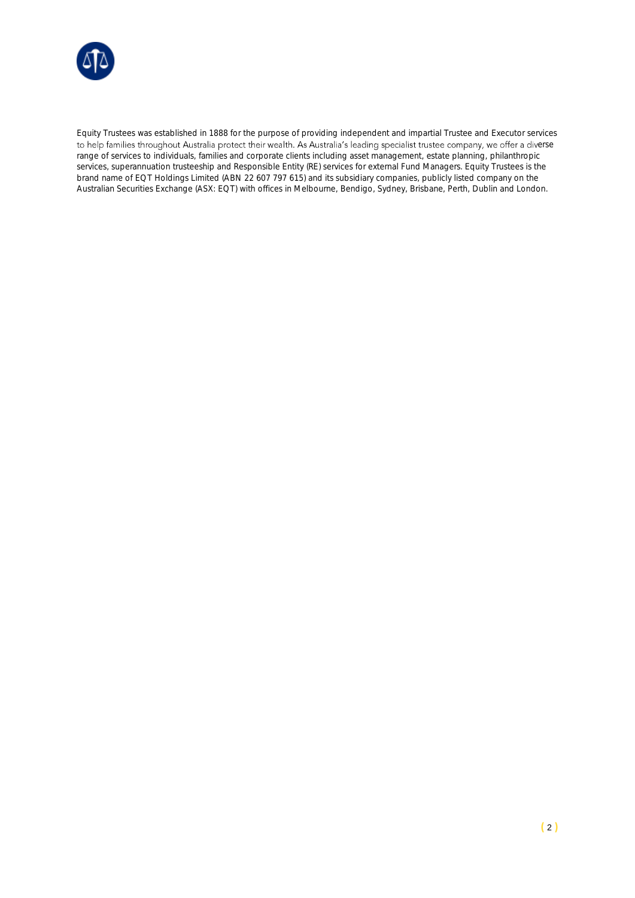Equity Trustees was established in 1888 for the purpose of providing independent and impartial Trustee and Executor services to help families throughout Australia protect their wealth. As Australia's leading specialist trustee company, we offer a diverse range of services to individuals, families and corporate clients including asset management, estate planning, philanthropic services, superannuation trusteeship and Responsible Entity (RE) services for external Fund Managers. Equity Trustees is the brand name of EQT Holdings Limited (ABN 22 607 797 615) and its subsidiary companies, publicly listed company on the Australian Securities Exchange (ASX: EQT) with offices in Melbourne, Bendigo, Sydney, Brisbane, Perth, Dublin and London.